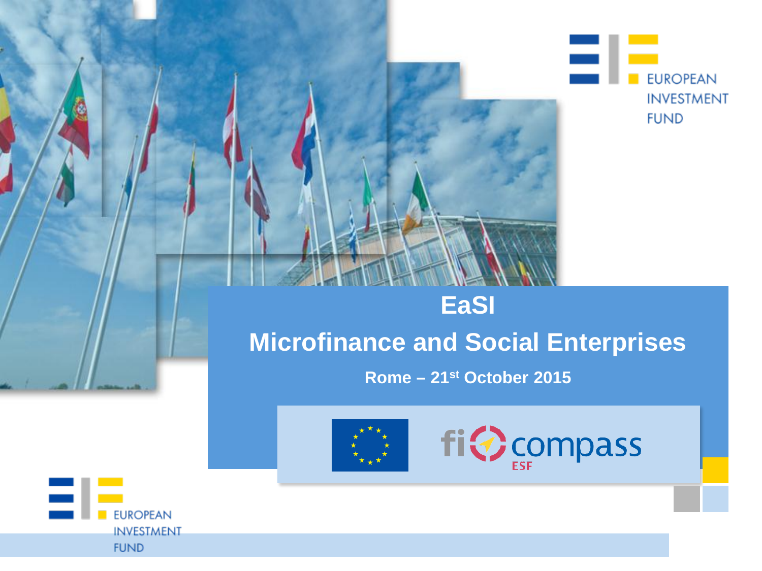# EaSI

## Microfinance and Social Enterprises

**Rome – 21st October 2015**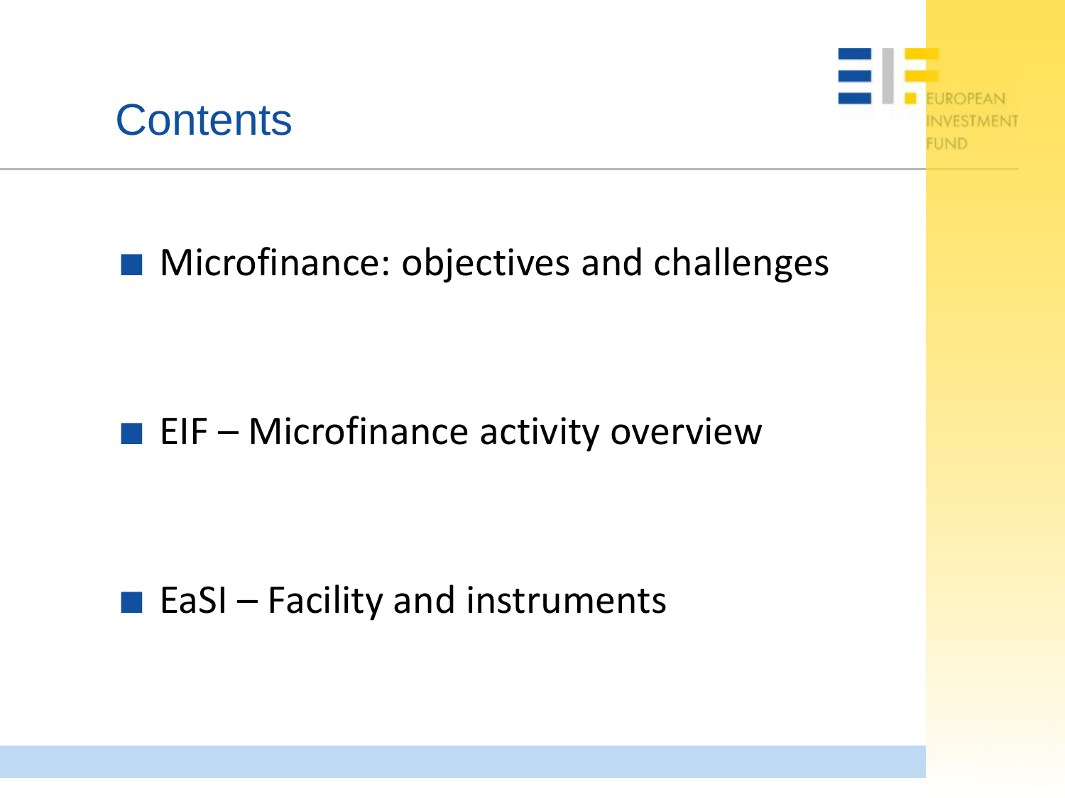# Contents

- Microfinance: objectives and challenges

- EIF – Microfinance activity overview

- EaSI – Facility and instruments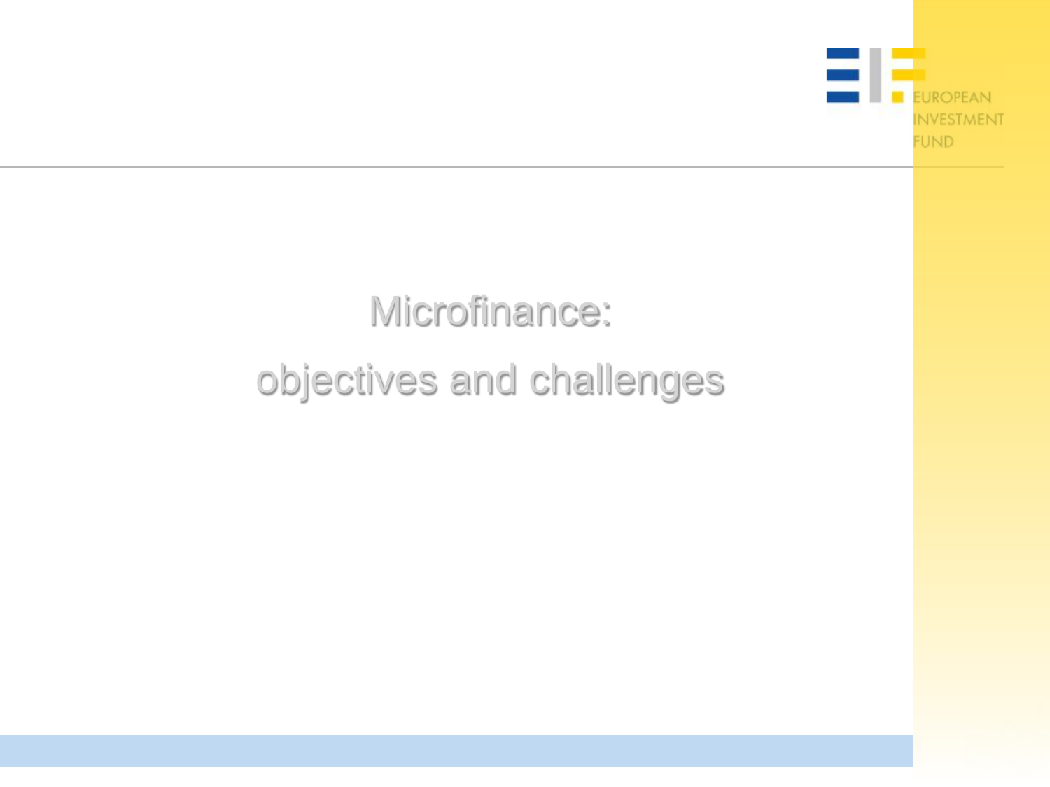# Microfinance:

# objectives and challenges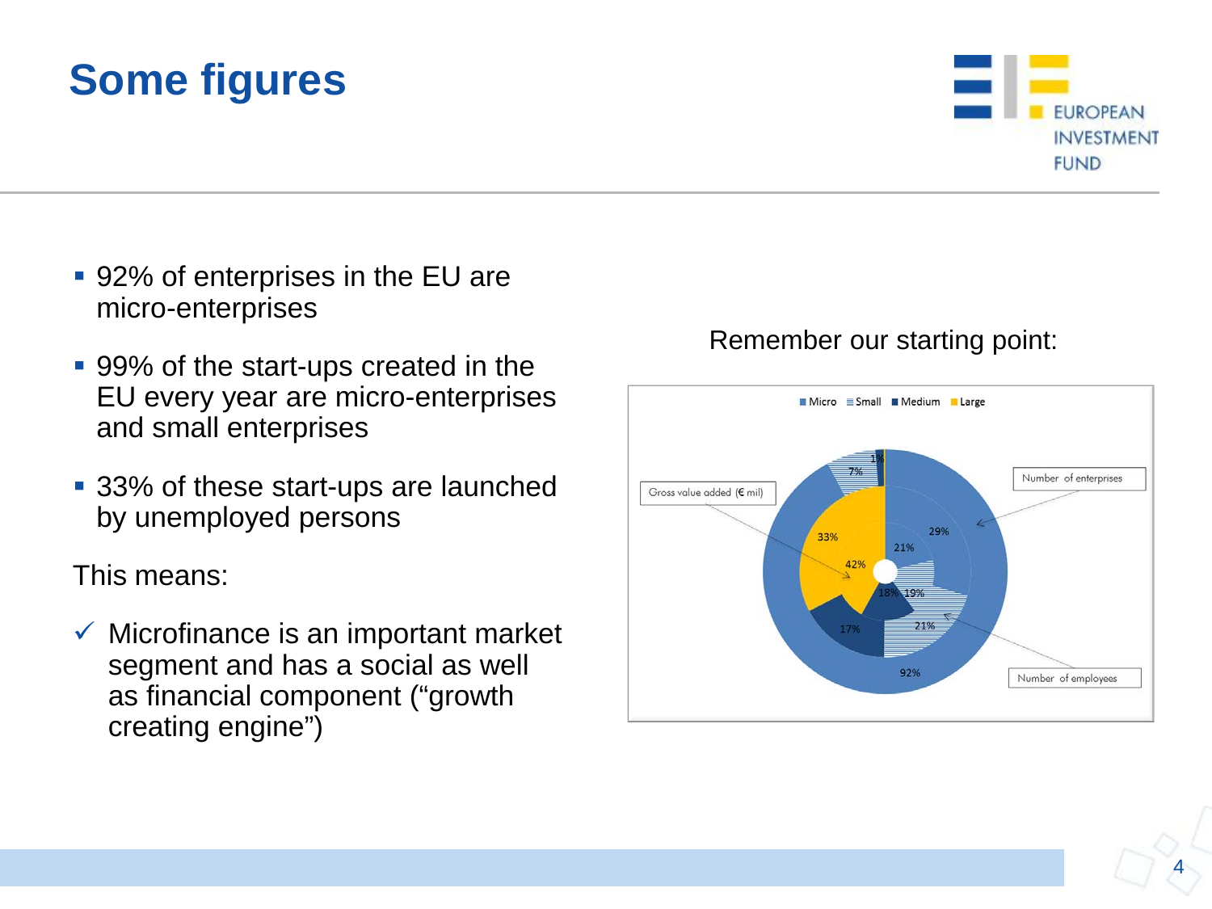# Some figures

- 92% of enterprises in the EU are micro-enterprises
- 99% of the start-ups created in the EU every year are micro-enterprises and small enterprises
- 33% of these start-ups are launched by unemployed persons

This means:

✓ Microfinance is an important market segment and has a social as well as financial component ("growth creating engine")

Remember our starting point:

Micro | Small | Medium | Large

Gross value added (€ mil)

Number of enterprises

Number of employees

92% | 7% | 1% | 29% | 21% | 17% | 21% | 33% | 42% | 18% | 19%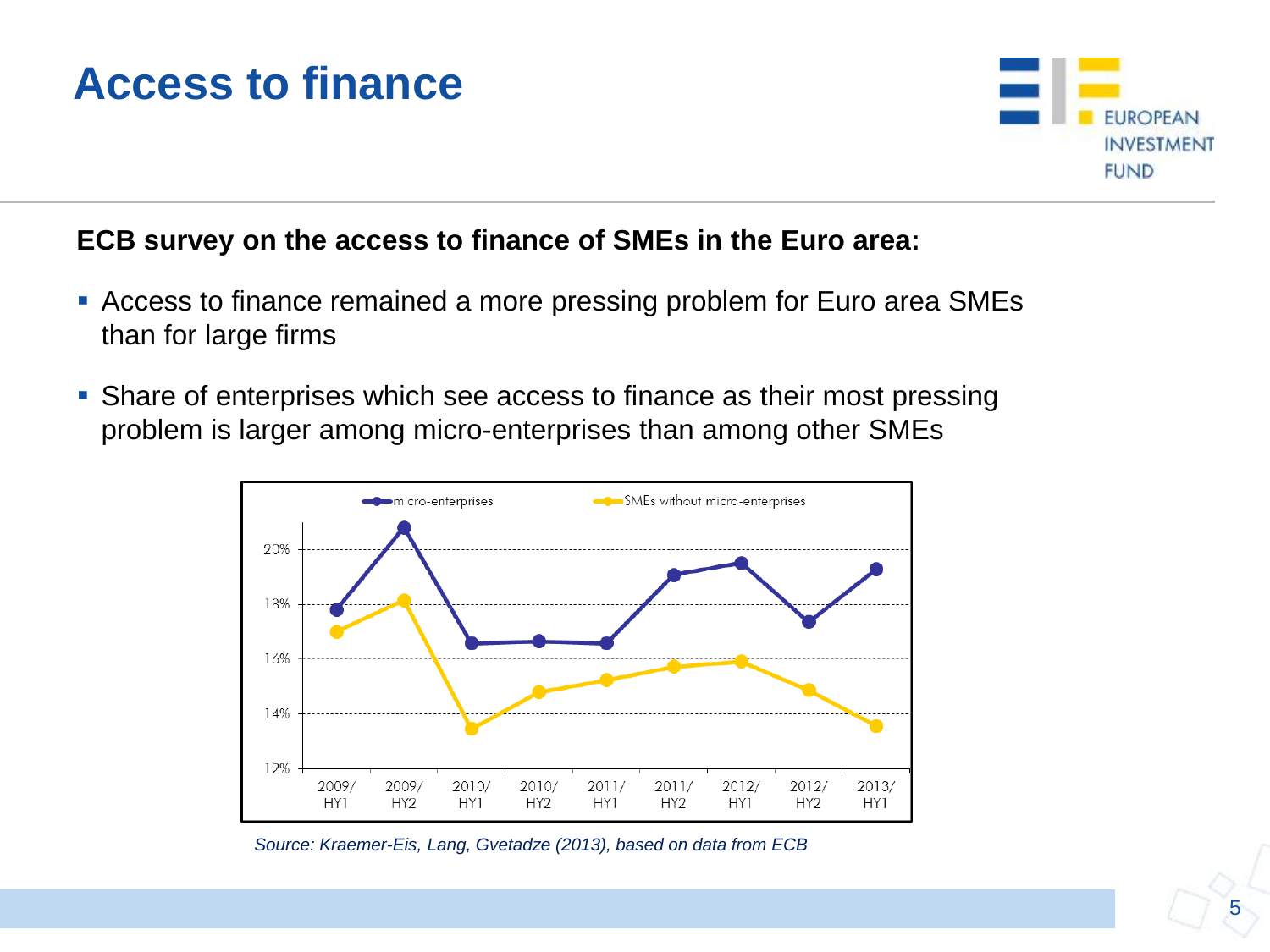# Access to finance

**ECB survey on the access to finance of SMEs in the Euro area:**

- Access to finance remained a more pressing problem for Euro area SMEs than for large firms
- Share of enterprises which see access to finance as their most pressing problem is larger among micro-enterprises than among other SMEs

*Source: Kraemer-Eis, Lang, Gvetadze (2013), based on data from ECB*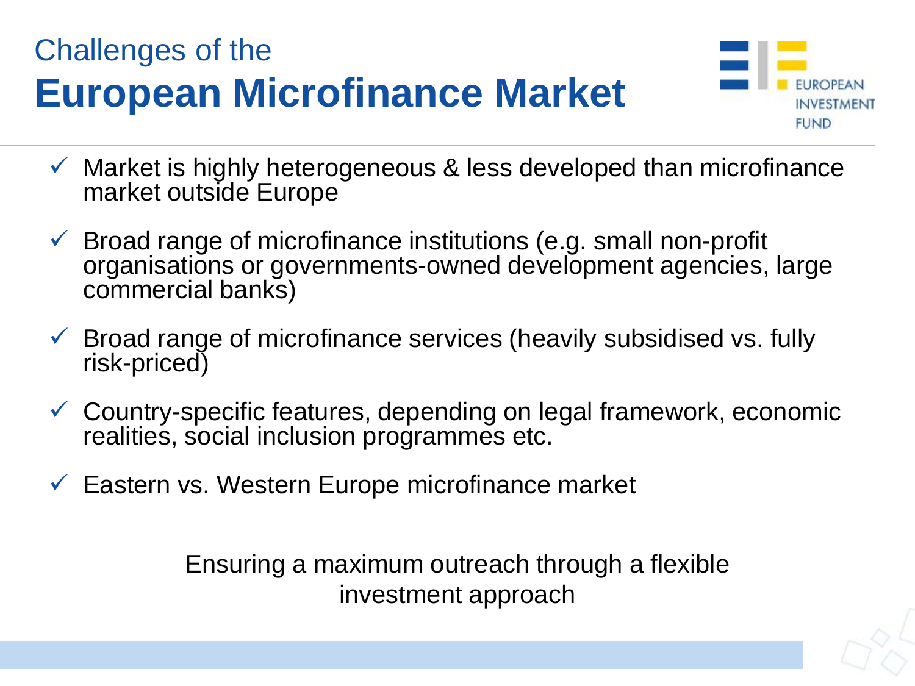# Challenges of the **European Microfinance Market**

- ✓ Market is highly heterogeneous & less developed than microfinance market outside Europe
- ✓ Broad range of microfinance institutions (e.g. small non-profit organisations or governments-owned development agencies, large commercial banks)
- ✓ Broad range of microfinance services (heavily subsidised vs. fully risk-priced)
- ✓ Country-specific features, depending on legal framework, economic realities, social inclusion programmes etc.
- ✓ Eastern vs. Western Europe microfinance market

Ensuring a maximum outreach through a flexible investment approach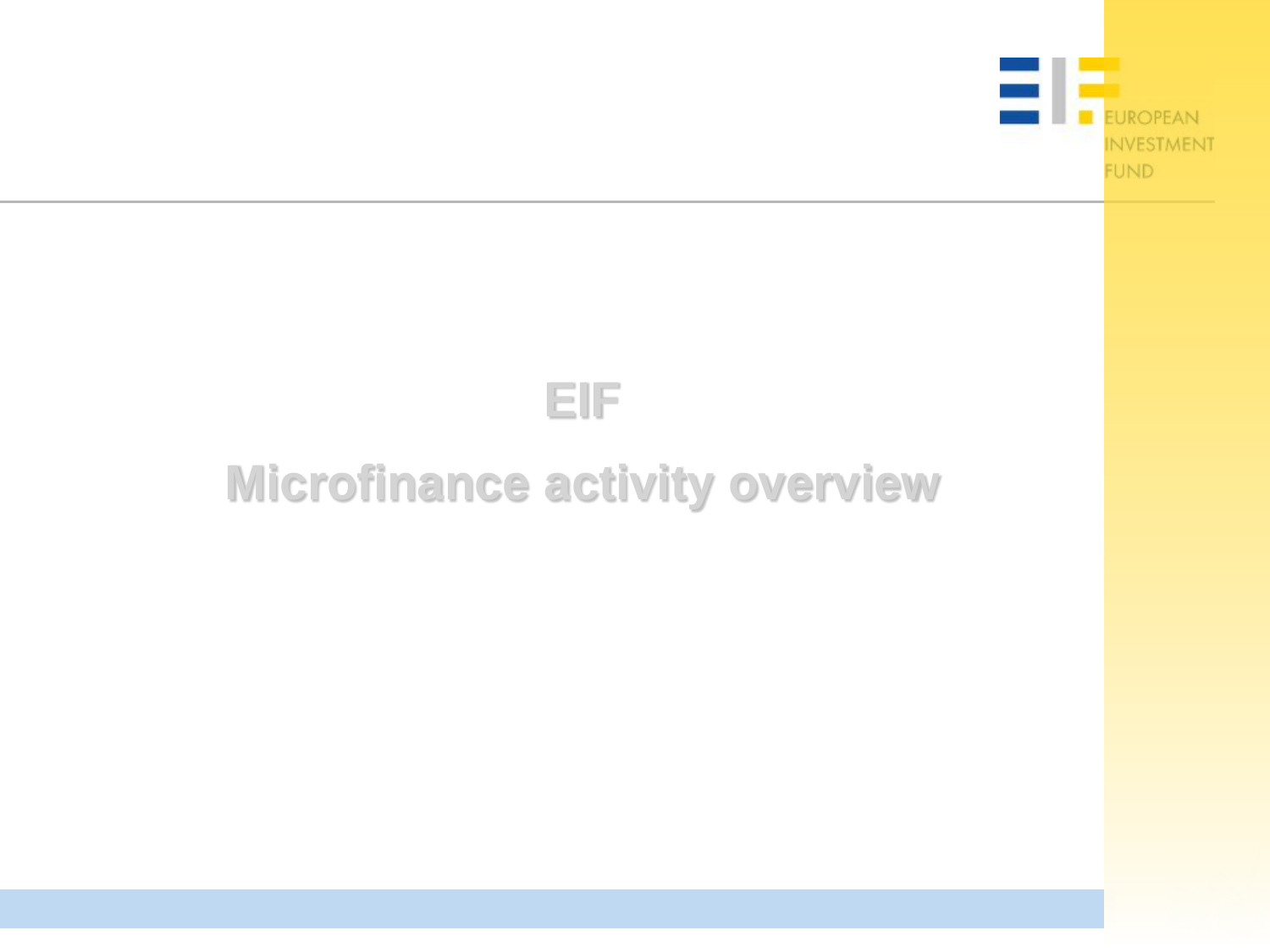# EIF

# Microfinance activity overview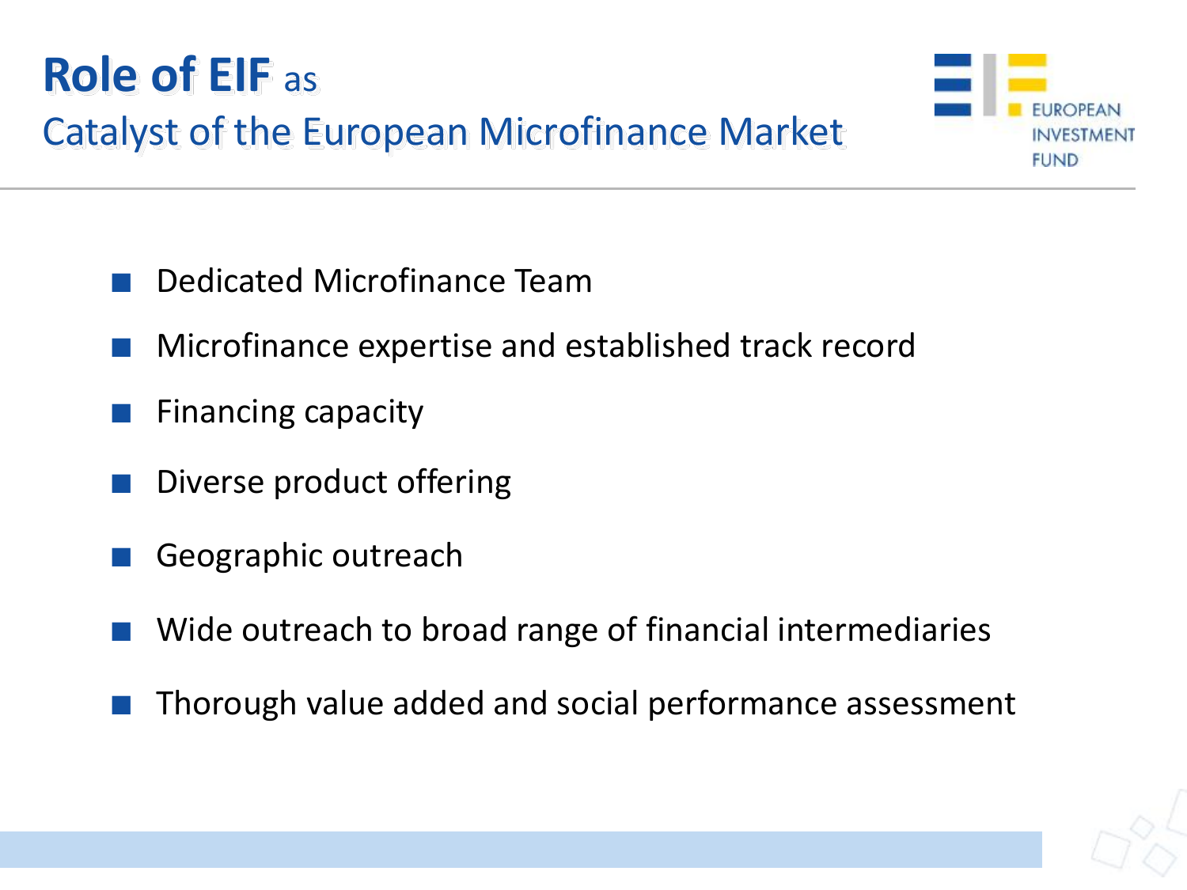# Role of EIF as Catalyst of the European Microfinance Market

- Dedicated Microfinance Team
- Microfinance expertise and established track record
- Financing capacity
- Diverse product offering
- Geographic outreach
- Wide outreach to broad range of financial intermediaries
- Thorough value added and social performance assessment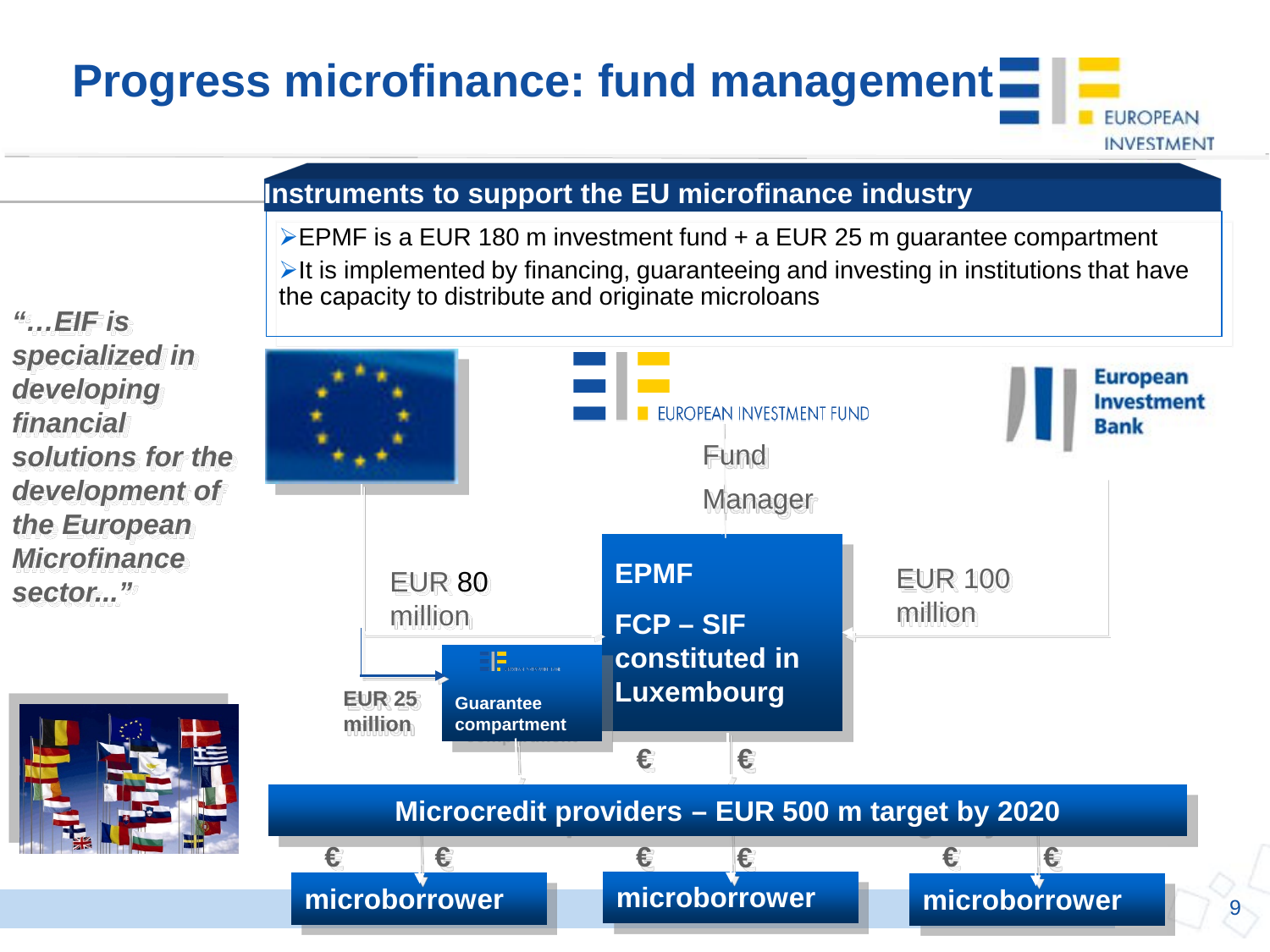# Progress microfinance: fund management

## Instruments to support the EU microfinance industry

- EPMF is a EUR 180 m investment fund + a EUR 25 m guarantee compartment
- It is implemented by financing, guaranteeing and investing in institutions that have the capacity to distribute and originate microloans

*"…EIF is specialized in developing financial solutions for the development of the European Microfinance sector..."*

EUROPEAN INVESTMENT FUND

Fund Manager

European Investment Bank

EUR 80 million

EUR 100 million

EUR 25 million

**EPMF**

**FCP – SIF constituted in Luxembourg**

**Guarantee compartment**

€ €

**Microcredit providers – EUR 500 m target by 2020**

€ € € € € €

**microborrower** **microborrower** **microborrower**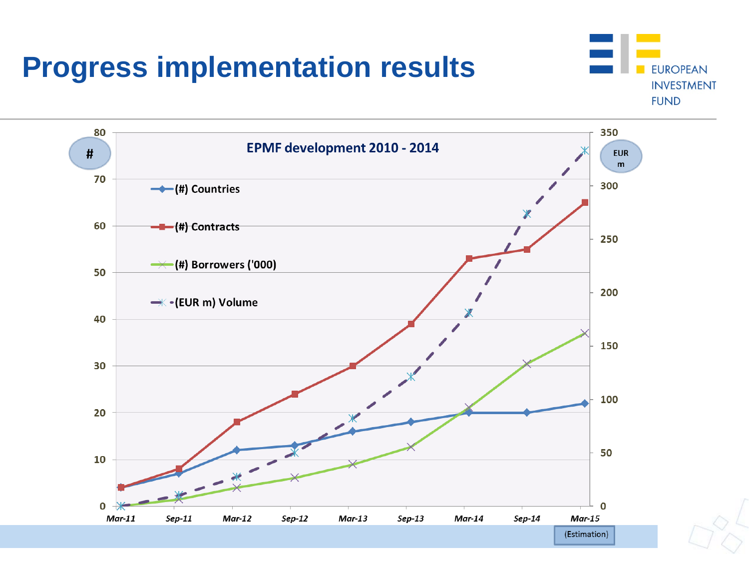# Progress implementation results

EUROPEAN INVESTMENT FUND

**EPMF development 2010 - 2014**

| | Mar-11 | Sep-11 | Mar-12 | Sep-12 | Mar-13 | Sep-13 | Mar-14 | Sep-14 | Mar-15 (Estimation) |
|---|---|---|---|---|---|---|---|---|---|
| (#) Countries | 4 | 7 | 12 | 13 | 16 | 18 | 20 | 20 | 22 |
| (#) Contracts | 4 | 8 | 18 | 24 | 30 | 39 | 53 | 55 | 65 |

Legend: (#) Countries; (#) Contracts; (#) Borrowers ('000); (EUR m) Volume

Left axis: # (0–80); Right axis: EUR m (0–350)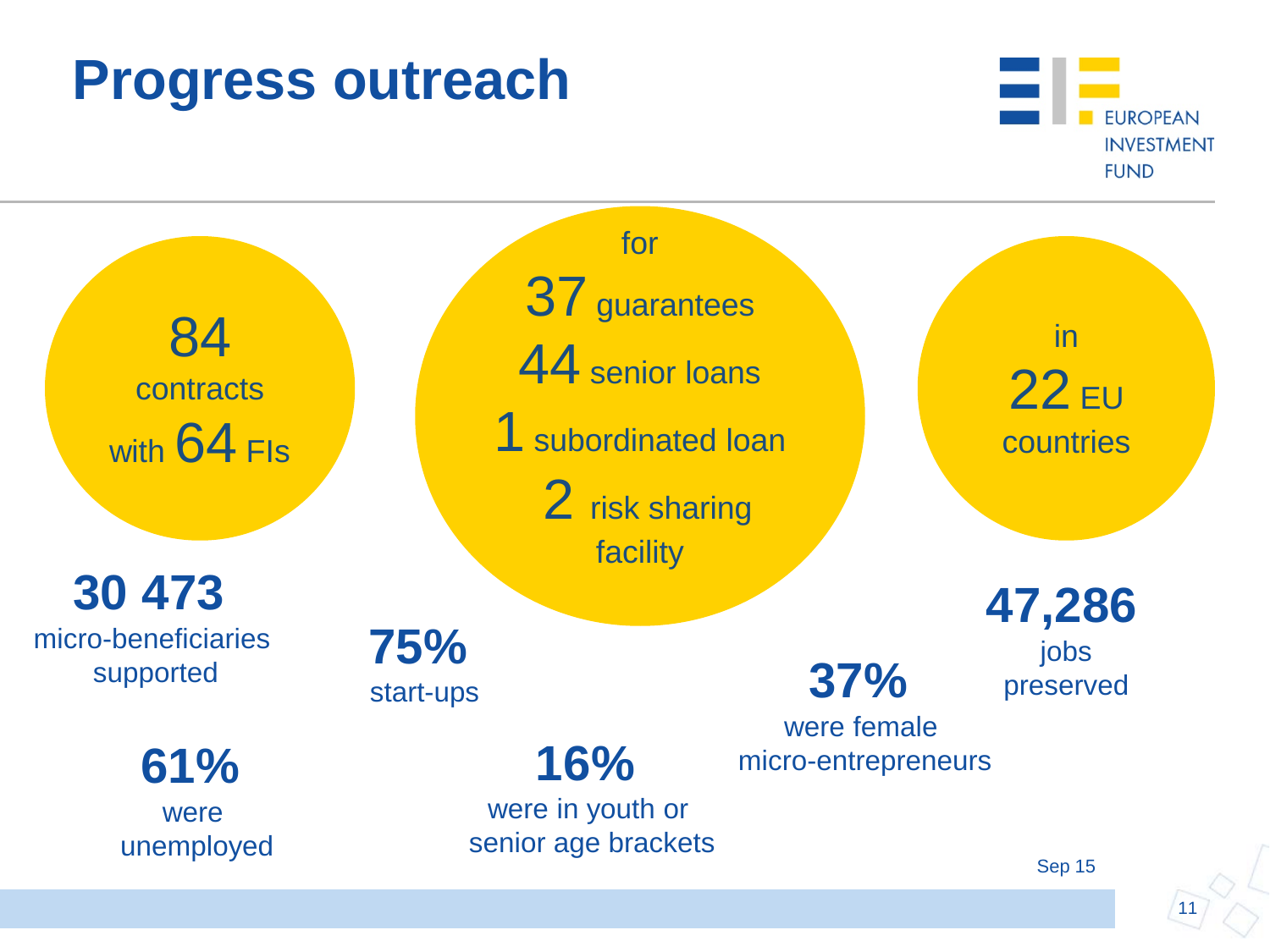# Progress outreach

84 contracts with 64 FIs

for
37 guarantees
44 senior loans
1 subordinated loan
2 risk sharing facility

in 22 EU countries

**30 473**
micro-beneficiaries supported

**75%**
start-ups

**37%**
were female micro-entrepreneurs

**47,286**
jobs preserved

**61%**
were unemployed

**16%**
were in youth or senior age brackets

Sep 15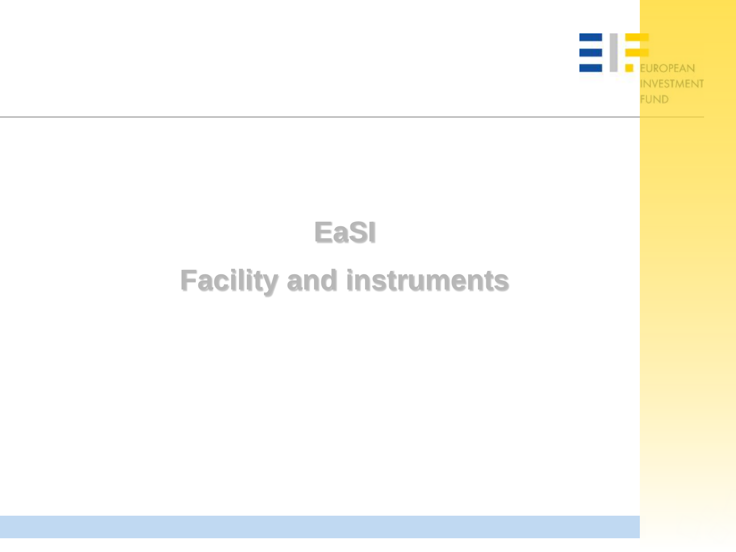# EaSI

# Facility and instruments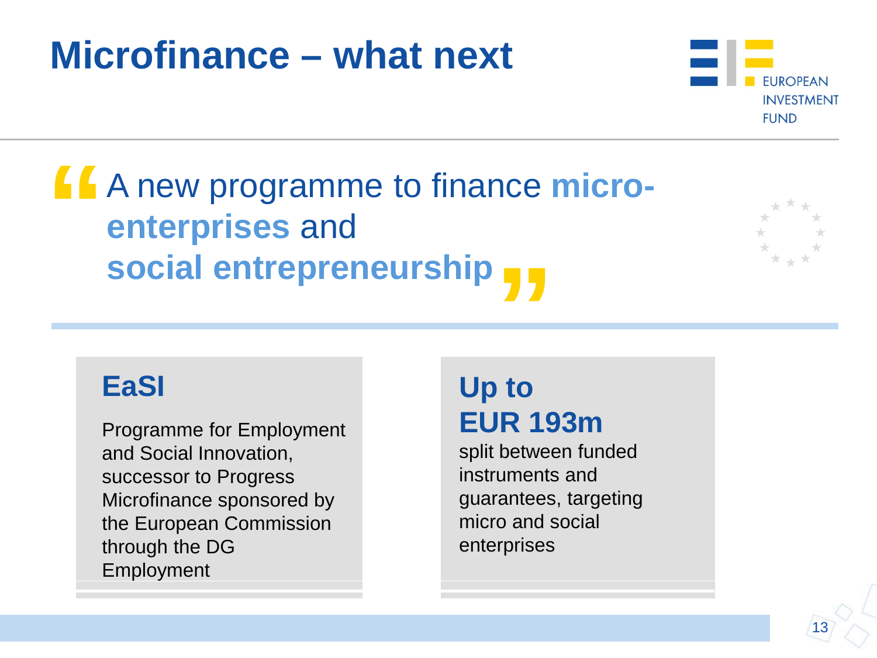# Microfinance – what next

> "A new programme to finance **micro-enterprises** and **social entrepreneurship**"

## EaSI

Programme for Employment and Social Innovation, successor to Progress Microfinance sponsored by the European Commission through the DG Employment

## Up to EUR 193m

split between funded instruments and guarantees, targeting micro and social enterprises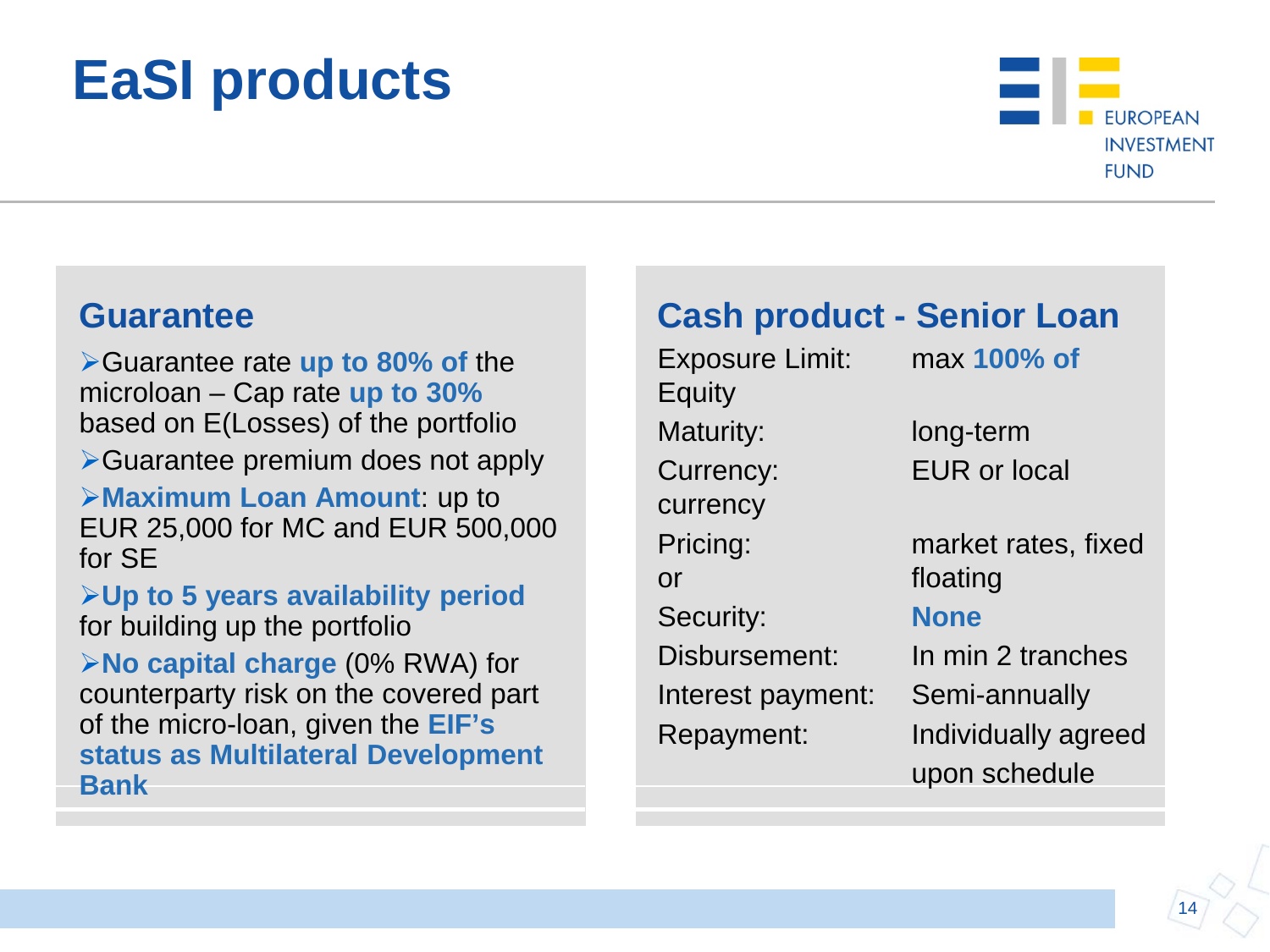# EaSI products

## Guarantee

- Guarantee rate **up to 80% of** the microloan – Cap rate **up to 30%** based on E(Losses) of the portfolio
- Guarantee premium does not apply
- **Maximum Loan Amount**: up to EUR 25,000 for MC and EUR 500,000 for SE
- **Up to 5 years availability period** for building up the portfolio
- **No capital charge** (0% RWA) for counterparty risk on the covered part of the micro-loan, given the **EIF's status as Multilateral Development Bank**

## Cash product - Senior Loan

| | |
|---|---|
| Exposure Limit: | max **100% of** Equity |
| Maturity: | long-term |
| Currency: | EUR or local currency |
| Pricing: | market rates, fixed or floating |
| Security: | **None** |
| Disbursement: | In min 2 tranches |
| Interest payment: | Semi-annually |
| Repayment: | Individually agreed upon schedule |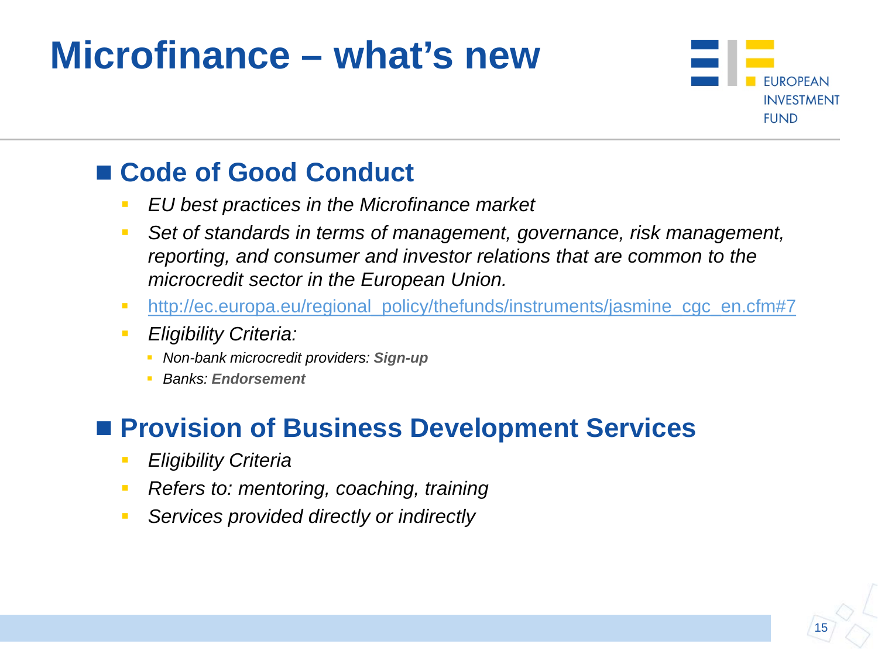# Microfinance – what's new

EUROPEAN INVESTMENT FUND

## Code of Good Conduct

- *EU best practices in the Microfinance market*
- *Set of standards in terms of management, governance, risk management, reporting, and consumer and investor relations that are common to the microcredit sector in the European Union.*
- http://ec.europa.eu/regional_policy/thefunds/instruments/jasmine_cgc_en.cfm#7
- *Eligibility Criteria:*
  - *Non-bank microcredit providers: **Sign-up***
  - *Banks: **Endorsement***

## Provision of Business Development Services

- *Eligibility Criteria*
- *Refers to: mentoring, coaching, training*
- *Services provided directly or indirectly*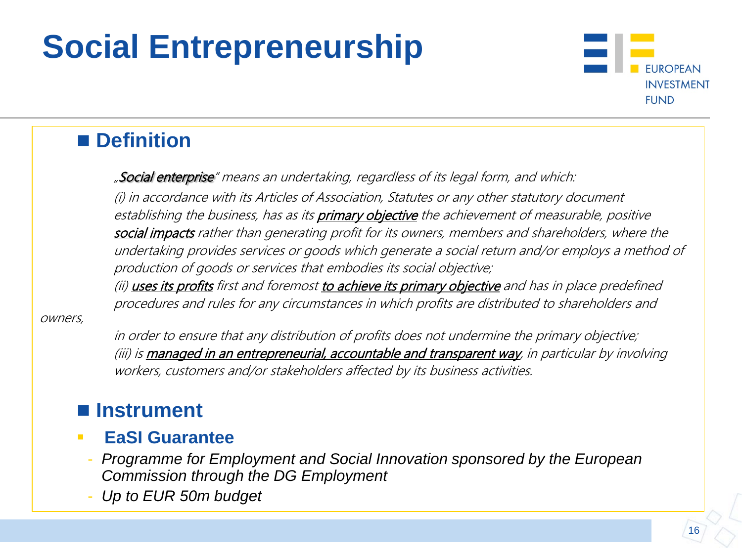# Social Entrepreneurship

## Definition

*„**Social enterprise**" means an undertaking, regardless of its legal form, and which:*

*(i) in accordance with its Articles of Association, Statutes or any other statutory document establishing the business, has as its **primary objective** the achievement of measurable, positive **social impacts** rather than generating profit for its owners, members and shareholders, where the undertaking provides services or goods which generate a social return and/or employs a method of production of goods or services that embodies its social objective;*

*(ii) **uses its profits** first and foremost **to achieve its primary objective** and has in place predefined procedures and rules for any circumstances in which profits are distributed to shareholders and owners, in order to ensure that any distribution of profits does not undermine the primary objective;*

*(iii) is **managed in an entrepreneurial, accountable and transparent way**, in particular by involving workers, customers and/or stakeholders affected by its business activities.*

## Instrument

- **EaSI Guarantee**
  - *Programme for Employment and Social Innovation sponsored by the European Commission through the DG Employment*
  - *Up to EUR 50m budget*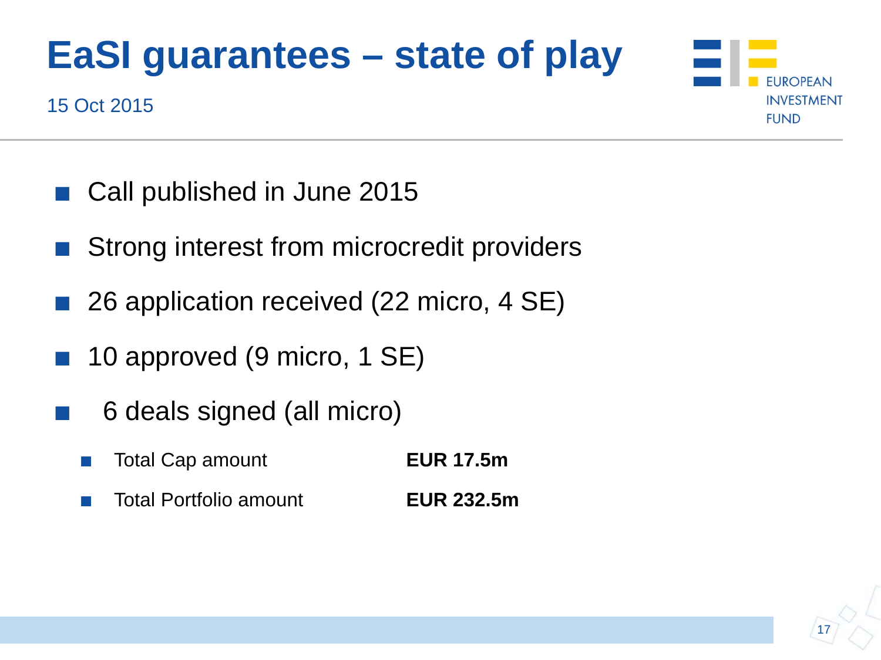# EaSI guarantees – state of play

15 Oct 2015

- Call published in June 2015
- Strong interest from microcredit providers
- 26 application received (22 micro, 4 SE)
- 10 approved (9 micro, 1 SE)
- 6 deals signed (all micro)
  - Total Cap amount **EUR 17.5m**
  - Total Portfolio amount **EUR 232.5m**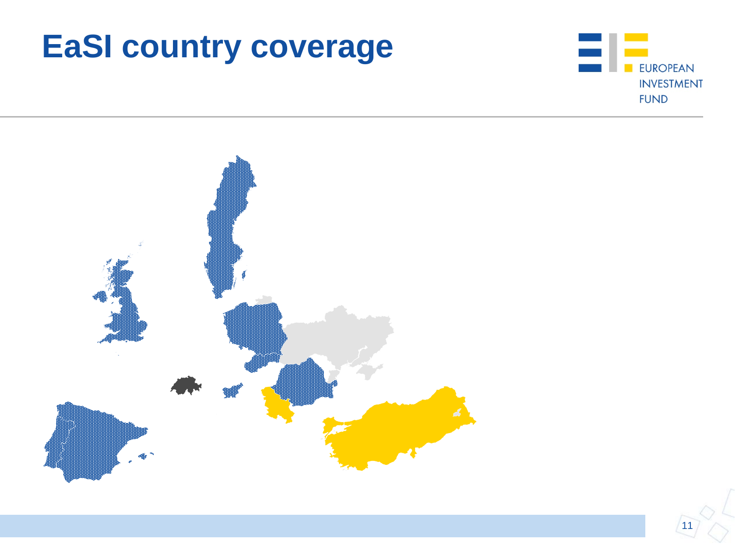# EaSI country coverage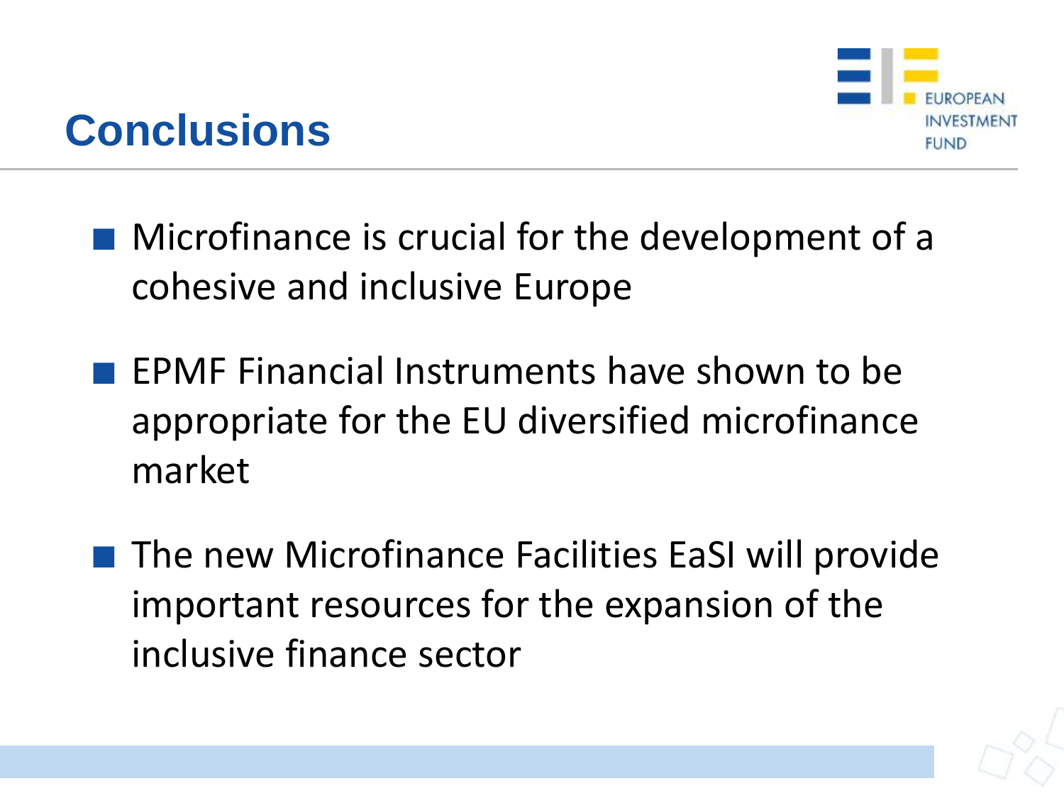# Conclusions

- Microfinance is crucial for the development of a cohesive and inclusive Europe
- EPMF Financial Instruments have shown to be appropriate for the EU diversified microfinance market
- The new Microfinance Facilities EaSI will provide important resources for the expansion of the inclusive finance sector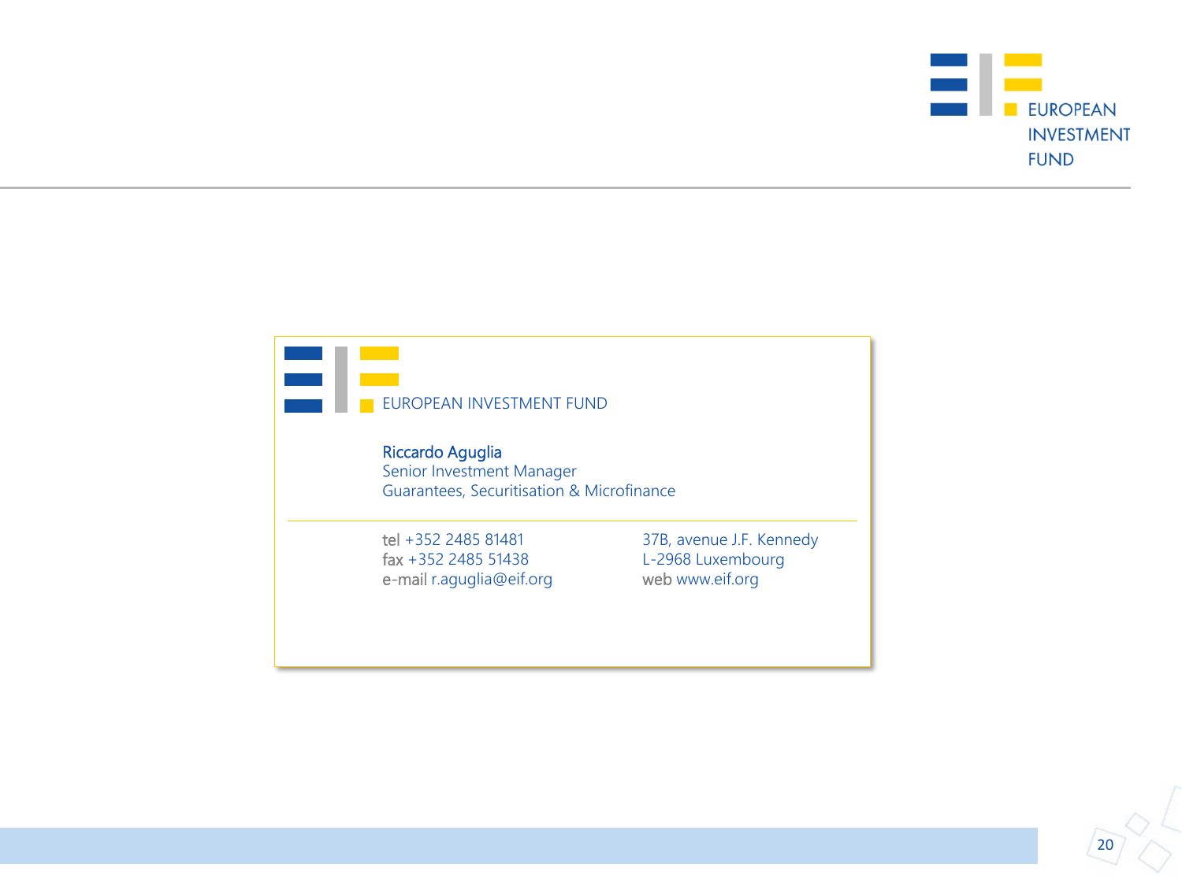EUROPEAN INVESTMENT FUND

**Riccardo Aguglia**
Senior Investment Manager
Guarantees, Securitisation & Microfinance

tel +352 2485 81481
fax +352 2485 51438
e-mail r.aguglia@eif.org

37B, avenue J.F. Kennedy
L-2968 Luxembourg
web www.eif.org